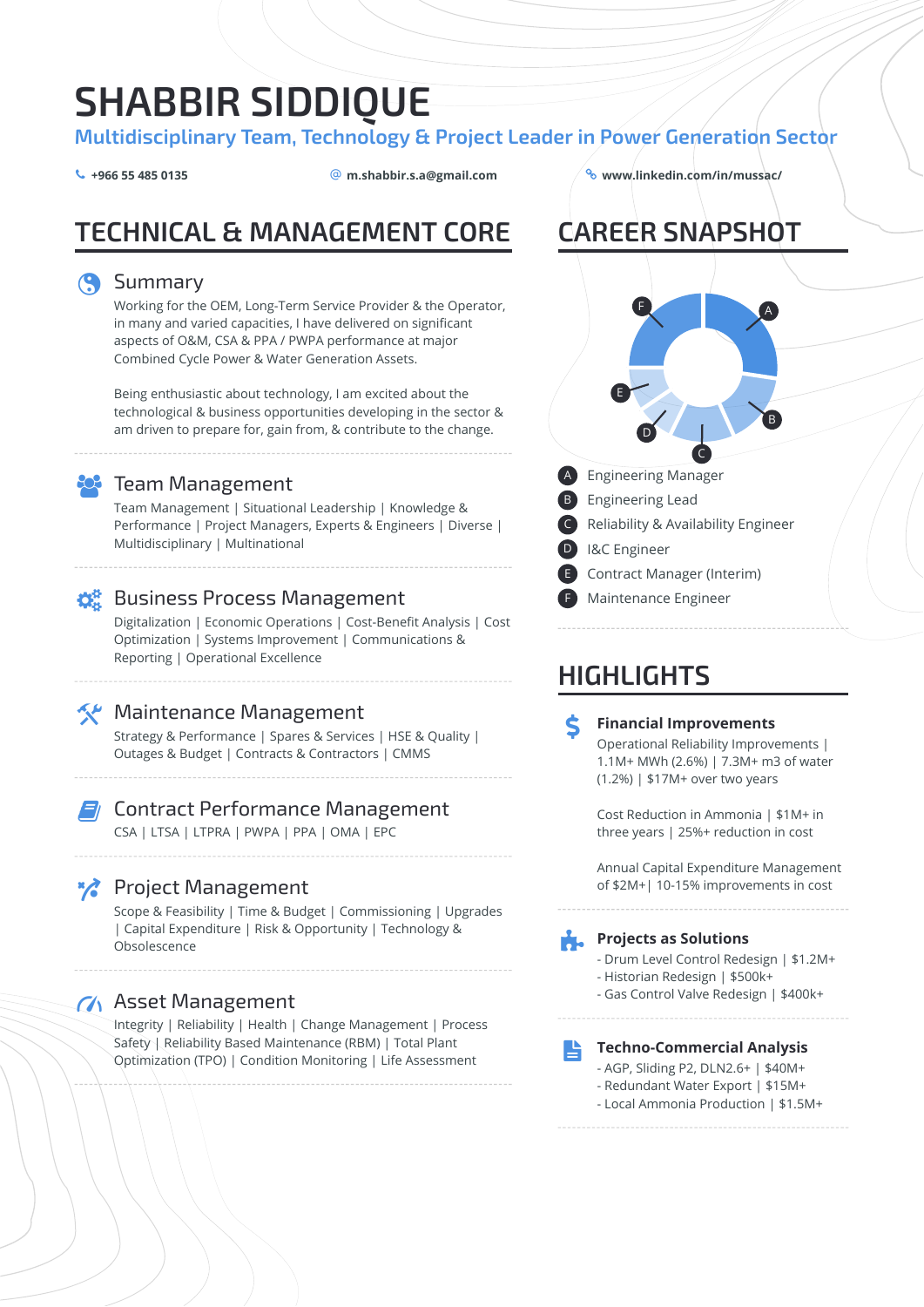# SHABBIR SIDDIQUE

**Multidisciplinary Team, Technology & Project Leader in Power Generation Sector**

+966 55 485 0135 | m.shabbir.s.a@gmail.com | www.linkedin.com/in/mussac/

## TECHNICAL & MANAGEMENT CORE

### Summary

Working for the OEM, Long-Term Service Provider & the Operator, in many and varied capacities, I have delivered on significant aspects of O&M, CSA & PPA / PWPA performance at major Combined Cycle Power & Water Generation Assets.

Being enthusiastic about technology, I am excited about the technological & business opportunities developing in the sector & am driven to prepare for, gain from, & contribute to the change.

### Team Management

Team Management | Situational Leadership | Knowledge & Performance | Project Managers, Experts & Engineers | Diverse | Multidisciplinary | Multinational

### Business Process Management

Digitalization | Economic Operations | Cost-Benefit Analysis | Cost Optimization | Systems Improvement | Communications & Reporting | Operational Excellence

### Maintenance Management

Strategy & Performance | Spares & Services | HSE & Quality | Outages & Budget | Contracts & Contractors | CMMS

### Contract Performance Management

CSA | LTSA | LTPRA | PWPA | PPA | OMA | EPC

### Project Management

Scope & Feasibility | Time & Budget | Commissioning | Upgrades | Capital Expenditure | Risk & Opportunity | Technology & Obsolescence

### Asset Management

Integrity | Reliability | Health | Change Management | Process Safety | Reliability Based Maintenance (RBM) | Total Plant Optimization (TPO) | Condition Monitoring | Life Assessment

## CAREER SNAPSHOT

- A Engineering Manager
- B Engineering Lead
- C Reliability & Availability Engineer
- D I&C Engineer
- E Contract Manager (Interim)
- F Maintenance Engineer

## HIGHLIGHTS

### Financial Improvements

Operational Reliability Improvements | 1.1M+ MWh (2.6%) | 7.3M+ m3 of water (1.2%) | $17M+ over two years

Cost Reduction in Ammonia | $1M+ in three years | 25%+ reduction in cost

Annual Capital Expenditure Management of $2M+| 10-15% improvements in cost

### Projects as Solutions

- Drum Level Control Redesign | $1.2M+
- Historian Redesign | $500k+
- Gas Control Valve Redesign | $400k+

### Techno-Commercial Analysis

- AGP, Sliding P2, DLN2.6+ | $40M+
- Redundant Water Export | $15M+
- Local Ammonia Production | $1.5M+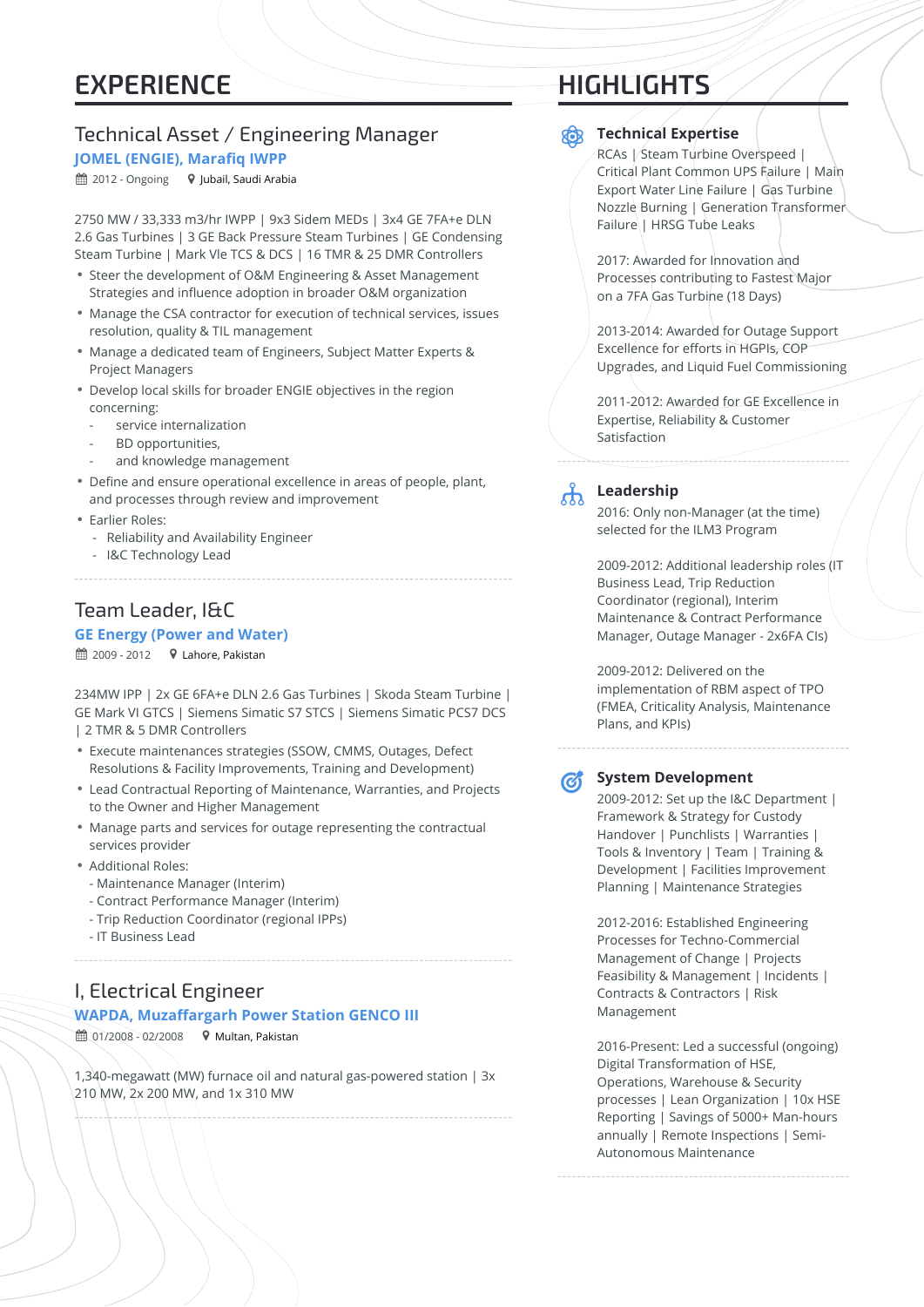## EXPERIENCE

### Technical Asset / Engineering Manager

**JOMEL (ENGIE), Marafiq IWPP**

2012 - Ongoing | Jubail, Saudi Arabia

2750 MW / 33,333 m3/hr IWPP | 9x3 Sidem MEDs | 3x4 GE 7FA+e DLN 2.6 Gas Turbines | 3 GE Back Pressure Steam Turbines | GE Condensing Steam Turbine | Mark Vle TCS & DCS | 16 TMR & 25 DMR Controllers

- Steer the development of O&M Engineering & Asset Management Strategies and influence adoption in broader O&M organization
- Manage the CSA contractor for execution of technical services, issues resolution, quality & TIL management
- Manage a dedicated team of Engineers, Subject Matter Experts & Project Managers
- Develop local skills for broader ENGIE objectives in the region concerning:
  - service internalization
  - BD opportunities,
  - and knowledge management
- Define and ensure operational excellence in areas of people, plant, and processes through review and improvement
- Earlier Roles:
  - Reliability and Availability Engineer
  - I&C Technology Lead

### Team Leader, I&C

**GE Energy (Power and Water)**

2009 - 2012 | Lahore, Pakistan

234MW IPP | 2x GE 6FA+e DLN 2.6 Gas Turbines | Skoda Steam Turbine | GE Mark VI GTCS | Siemens Simatic S7 STCS | Siemens Simatic PCS7 DCS | 2 TMR & 5 DMR Controllers

- Execute maintenances strategies (SSOW, CMMS, Outages, Defect Resolutions & Facility Improvements, Training and Development)
- Lead Contractual Reporting of Maintenance, Warranties, and Projects to the Owner and Higher Management
- Manage parts and services for outage representing the contractual services provider
- Additional Roles:
  - Maintenance Manager (Interim)
  - Contract Performance Manager (Interim)
  - Trip Reduction Coordinator (regional IPPs)
  - IT Business Lead

### I, Electrical Engineer

**WAPDA, Muzaffargarh Power Station GENCO III**

01/2008 - 02/2008 | Multan, Pakistan

1,340-megawatt (MW) furnace oil and natural gas-powered station | 3x 210 MW, 2x 200 MW, and 1x 310 MW

## HIGHLIGHTS

### Technical Expertise

RCAs | Steam Turbine Overspeed | Critical Plant Common UPS Failure | Main Export Water Line Failure | Gas Turbine Nozzle Burning | Generation Transformer Failure | HRSG Tube Leaks

2017: Awarded for Innovation and Processes contributing to Fastest Major on a 7FA Gas Turbine (18 Days)

2013-2014: Awarded for Outage Support Excellence for efforts in HGPIs, COP Upgrades, and Liquid Fuel Commissioning

2011-2012: Awarded for GE Excellence in Expertise, Reliability & Customer Satisfaction

### Leadership

2016: Only non-Manager (at the time) selected for the ILM3 Program

2009-2012: Additional leadership roles (IT Business Lead, Trip Reduction Coordinator (regional), Interim Maintenance & Contract Performance Manager, Outage Manager - 2x6FA CIs)

2009-2012: Delivered on the implementation of RBM aspect of TPO (FMEA, Criticality Analysis, Maintenance Plans, and KPIs)

### System Development

2009-2012: Set up the I&C Department | Framework & Strategy for Custody Handover | Punchlists | Warranties | Tools & Inventory | Team | Training & Development | Facilities Improvement Planning | Maintenance Strategies

2012-2016: Established Engineering Processes for Techno-Commercial Management of Change | Projects Feasibility & Management | Incidents | Contracts & Contractors | Risk Management

2016-Present: Led a successful (ongoing) Digital Transformation of HSE, Operations, Warehouse & Security processes | Lean Organization | 10x HSE Reporting | Savings of 5000+ Man-hours annually | Remote Inspections | Semi-Autonomous Maintenance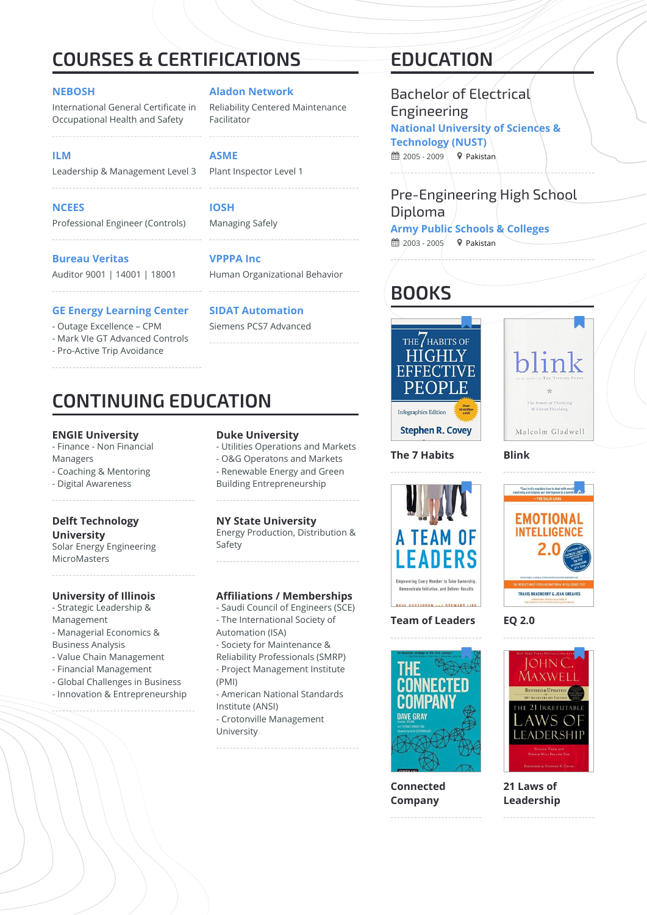## COURSES & CERTIFICATIONS

**NEBOSH**
International General Certificate in Occupational Health and Safety

**Aladon Network**
Reliability Centered Maintenance Facilitator

**ILM**
Leadership & Management Level 3

**ASME**
Plant Inspector Level 1

**NCEES**
Professional Engineer (Controls)

**IOSH**
Managing Safely

**Bureau Veritas**
Auditor 9001 | 14001 | 18001

**VPPPA Inc**
Human Organizational Behavior

**GE Energy Learning Center**
- Outage Excellence – CPM
- Mark VIe GT Advanced Controls
- Pro-Active Trip Avoidance

**SIDAT Automation**
Siemens PCS7 Advanced

## CONTINUING EDUCATION

**ENGIE University**
- Finance - Non Financial Managers
- Coaching & Mentoring
- Digital Awareness

**Duke University**
- Utilities Operations and Markets
- O&G Operatons and Markets
- Renewable Energy and Green Building Entrepreneurship

**Delft Technology University**
Solar Energy Engineering MicroMasters

**NY State University**
Energy Production, Distribution & Safety

**University of Illinois**
- Strategic Leadership & Management
- Managerial Economics & Business Analysis
- Value Chain Management
- Financial Management
- Global Challenges in Business
- Innovation & Entrepreneurship

**Affiliations / Memberships**
- Saudi Council of Engineers (SCE)
- The International Society of Automation (ISA)
- Society for Maintenance & Reliability Professionals (SMRP)
- Project Management Institute (PMI)
- American National Standards Institute (ANSI)
- Crotonville Management University

## EDUCATION

### Bachelor of Electrical Engineering
**National University of Sciences & Technology (NUST)**
2005 - 2009 | Pakistan

### Pre-Engineering High School Diploma
**Army Public Schools & Colleges**
2003 - 2005 | Pakistan

## BOOKS

**The 7 Habits**

**Blink**

**Team of Leaders**

**EQ 2.0**

**Connected Company**

**21 Laws of Leadership**